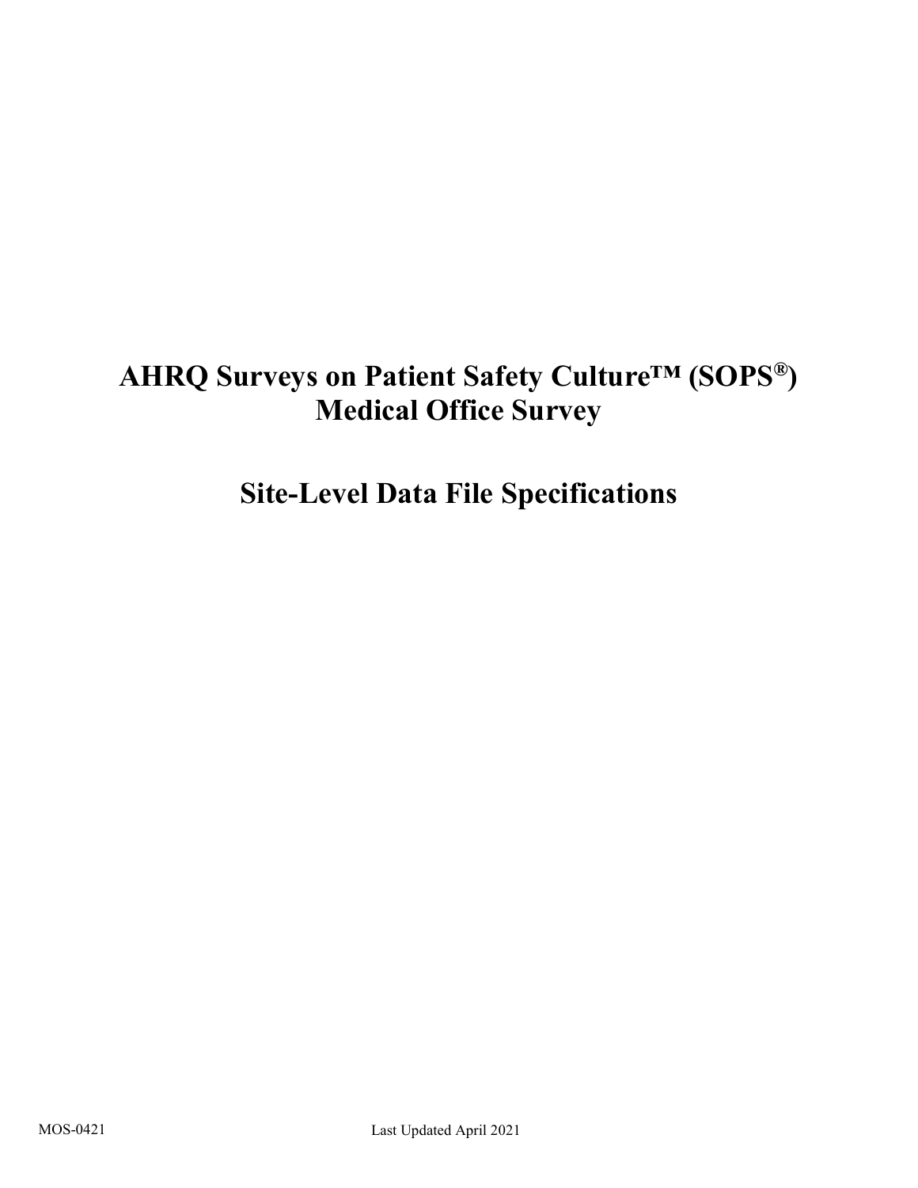# AHRQ Surveys on Patient Safety Culture™ (SOPS®) Medical Office Survey

## Site-Level Data File Specifications

MOS-0421

Last Updated April 2021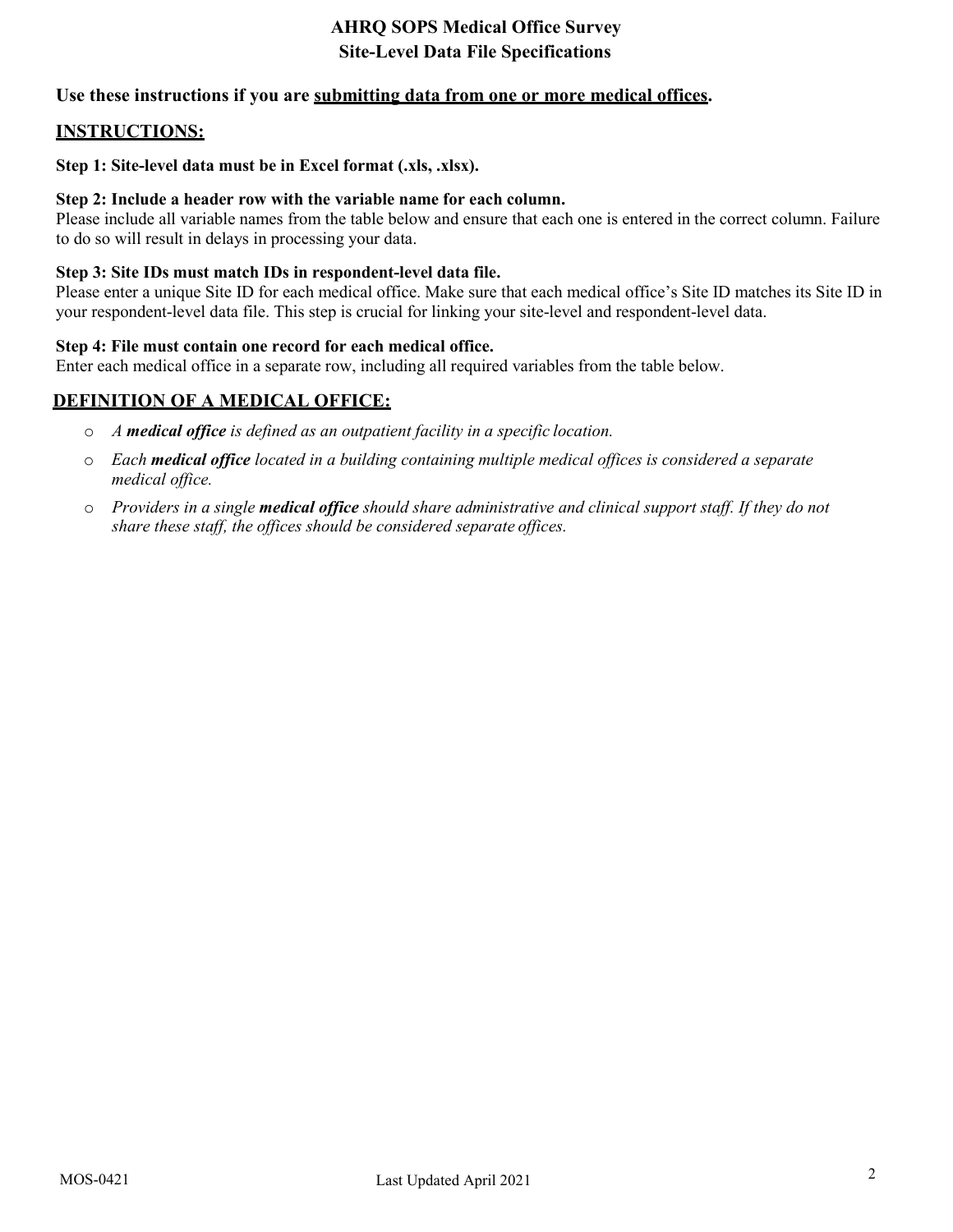# AHRQ SOPS Medical Office Survey
# Site-Level Data File Specifications

**Use these instructions if you are <u>submitting data from one or more medical offices</u>.**

## <u>INSTRUCTIONS:</u>

**Step 1: Site-level data must be in Excel format (.xls, .xlsx).**

**Step 2: Include a header row with the variable name for each column.**
Please include all variable names from the table below and ensure that each one is entered in the correct column. Failure to do so will result in delays in processing your data.

**Step 3: Site IDs must match IDs in respondent-level data file.**
Please enter a unique Site ID for each medical office. Make sure that each medical office's Site ID matches its Site ID in your respondent-level data file. This step is crucial for linking your site-level and respondent-level data.

**Step 4: File must contain one record for each medical office.**
Enter each medical office in a separate row, including all required variables from the table below.

## <u>DEFINITION OF A MEDICAL OFFICE:</u>

- *A **medical office** is defined as an outpatient facility in a specific location.*
- *Each **medical office** located in a building containing multiple medical offices is considered a separate medical office.*
- *Providers in a single **medical office** should share administrative and clinical support staff. If they do not share these staff, the offices should be considered separate offices.*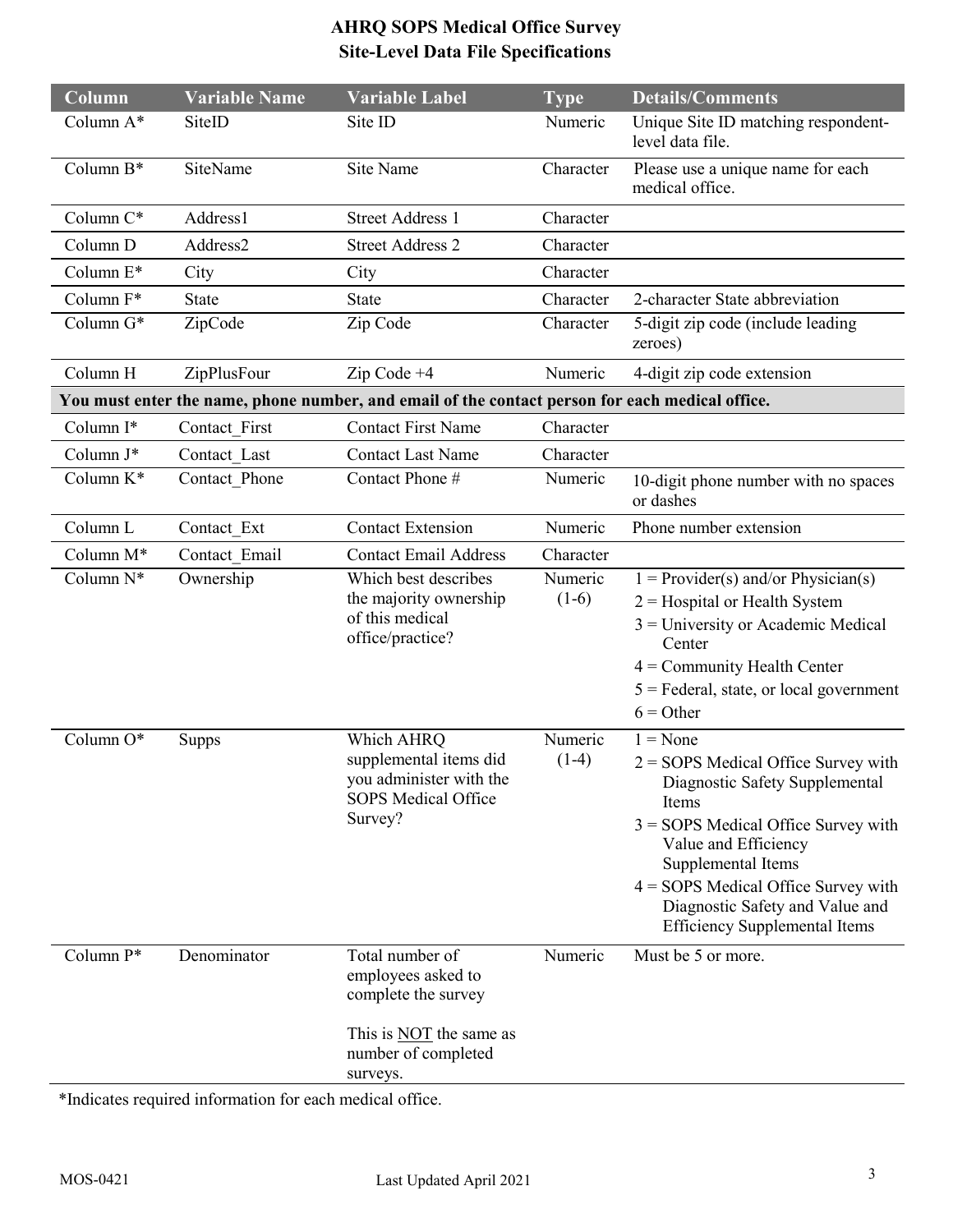# AHRQ SOPS Medical Office Survey
## Site-Level Data File Specifications

| Column | Variable Name | Variable Label | Type | Details/Comments |
|---|---|---|---|---|
| Column A* | SiteID | Site ID | Numeric | Unique Site ID matching respondent-level data file. |
| Column B* | SiteName | Site Name | Character | Please use a unique name for each medical office. |
| Column C* | Address1 | Street Address 1 | Character | |
| Column D | Address2 | Street Address 2 | Character | |
| Column E* | City | City | Character | |
| Column F* | State | State | Character | 2-character State abbreviation |
| Column G* | ZipCode | Zip Code | Character | 5-digit zip code (include leading zeroes) |
| Column H | ZipPlusFour | Zip Code +4 | Numeric | 4-digit zip code extension |
| **You must enter the name, phone number, and email of the contact person for each medical office.** | | | | |
| Column I* | Contact_First | Contact First Name | Character | |
| Column J* | Contact_Last | Contact Last Name | Character | |
| Column K* | Contact_Phone | Contact Phone # | Numeric | 10-digit phone number with no spaces or dashes |
| Column L | Contact_Ext | Contact Extension | Numeric | Phone number extension |
| Column M* | Contact_Email | Contact Email Address | Character | |
| Column N* | Ownership | Which best describes the majority ownership of this medical office/practice? | Numeric (1-6) | 1 = Provider(s) and/or Physician(s)<br>2 = Hospital or Health System<br>3 = University or Academic Medical Center<br>4 = Community Health Center<br>5 = Federal, state, or local government<br>6 = Other |
| Column O* | Supps | Which AHRQ supplemental items did you administer with the SOPS Medical Office Survey? | Numeric (1-4) | 1 = None<br>2 = SOPS Medical Office Survey with Diagnostic Safety Supplemental Items<br>3 = SOPS Medical Office Survey with Value and Efficiency Supplemental Items<br>4 = SOPS Medical Office Survey with Diagnostic Safety and Value and Efficiency Supplemental Items |
| Column P* | Denominator | Total number of employees asked to complete the survey<br><br>This is NOT the same as number of completed surveys. | Numeric | Must be 5 or more. |

*Indicates required information for each medical office.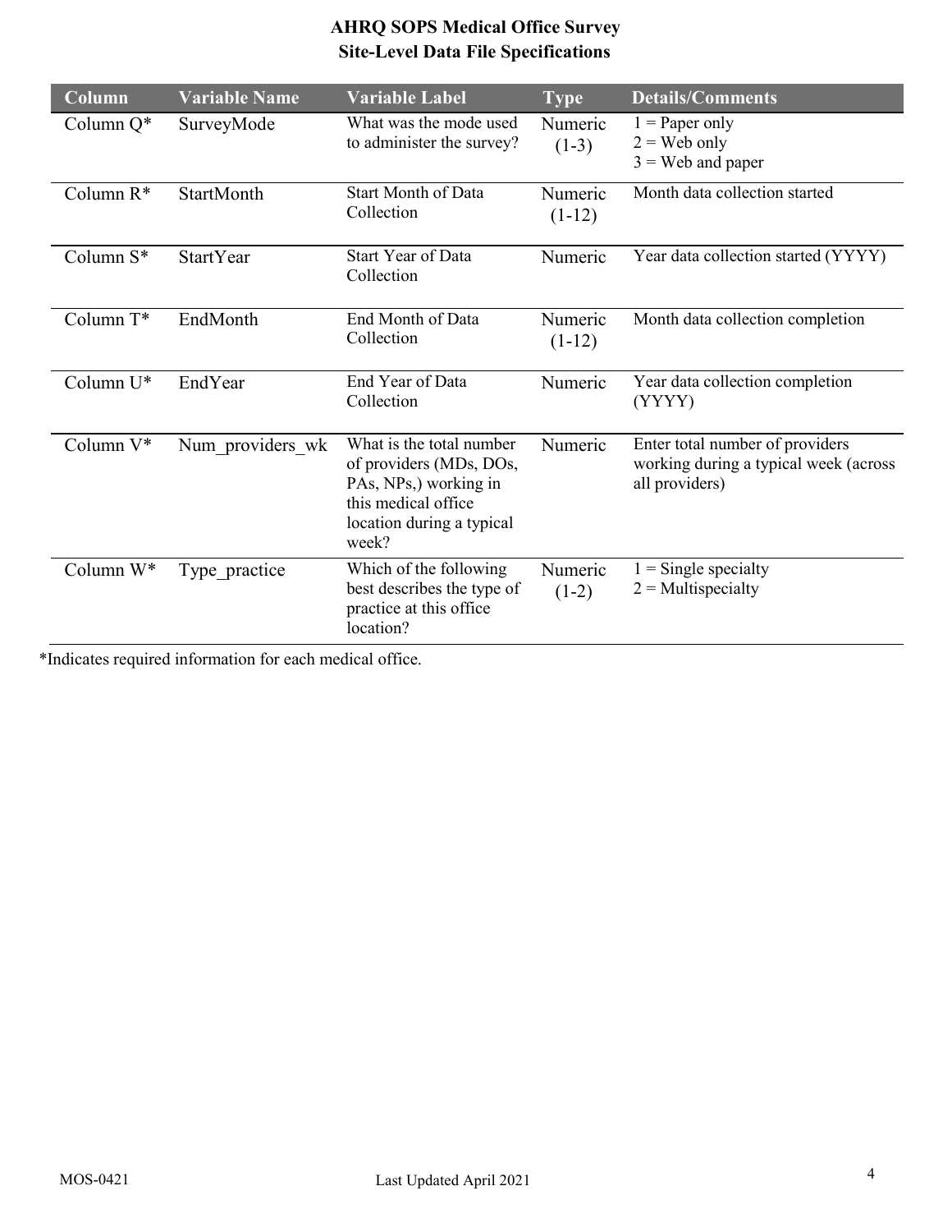**AHRQ SOPS Medical Office Survey**
**Site-Level Data File Specifications**

| Column | Variable Name | Variable Label | Type | Details/Comments |
|---|---|---|---|---|
| Column Q* | SurveyMode | What was the mode used to administer the survey? | Numeric (1-3) | 1 = Paper only<br>2 = Web only<br>3 = Web and paper |
| Column R* | StartMonth | Start Month of Data Collection | Numeric (1-12) | Month data collection started |
| Column S* | StartYear | Start Year of Data Collection | Numeric | Year data collection started (YYYY) |
| Column T* | EndMonth | End Month of Data Collection | Numeric (1-12) | Month data collection completion |
| Column U* | EndYear | End Year of Data Collection | Numeric | Year data collection completion (YYYY) |
| Column V* | Num_providers_wk | What is the total number of providers (MDs, DOs, PAs, NPs,) working in this medical office location during a typical week? | Numeric | Enter total number of providers working during a typical week (across all providers) |
| Column W* | Type_practice | Which of the following best describes the type of practice at this office location? | Numeric (1-2) | 1 = Single specialty<br>2 = Multispecialty |

*Indicates required information for each medical office.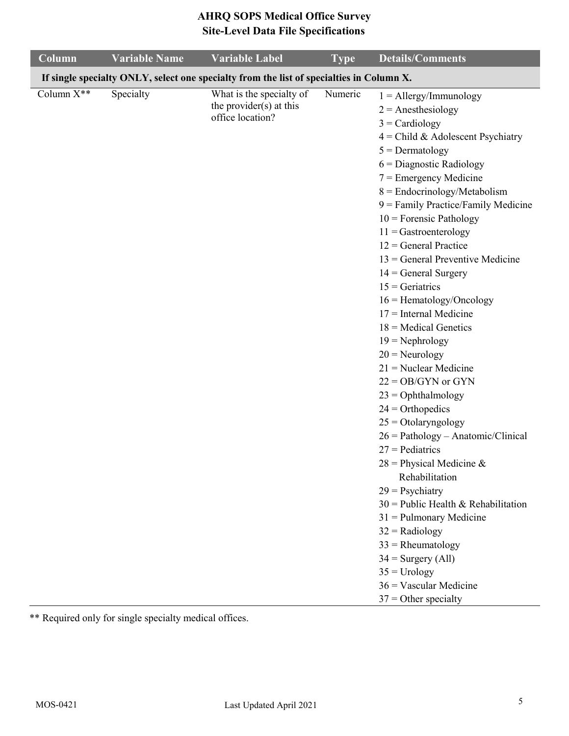# AHRQ SOPS Medical Office Survey
## Site-Level Data File Specifications

| Column | Variable Name | Variable Label | Type | Details/Comments |
|---|---|---|---|---|
| **If single specialty ONLY, select one specialty from the list of specialties in Column X.** | | | | |
| Column X** | Specialty | What is the specialty of the provider(s) at this office location? | Numeric | 1 = Allergy/Immunology<br>2 = Anesthesiology<br>3 = Cardiology<br>4 = Child & Adolescent Psychiatry<br>5 = Dermatology<br>6 = Diagnostic Radiology<br>7 = Emergency Medicine<br>8 = Endocrinology/Metabolism<br>9 = Family Practice/Family Medicine<br>10 = Forensic Pathology<br>11 = Gastroenterology<br>12 = General Practice<br>13 = General Preventive Medicine<br>14 = General Surgery<br>15 = Geriatrics<br>16 = Hematology/Oncology<br>17 = Internal Medicine<br>18 = Medical Genetics<br>19 = Nephrology<br>20 = Neurology<br>21 = Nuclear Medicine<br>22 = OB/GYN or GYN<br>23 = Ophthalmology<br>24 = Orthopedics<br>25 = Otolaryngology<br>26 = Pathology – Anatomic/Clinical<br>27 = Pediatrics<br>28 = Physical Medicine & Rehabilitation<br>29 = Psychiatry<br>30 = Public Health & Rehabilitation<br>31 = Pulmonary Medicine<br>32 = Radiology<br>33 = Rheumatology<br>34 = Surgery (All)<br>35 = Urology<br>36 = Vascular Medicine<br>37 = Other specialty |

** Required only for single specialty medical offices.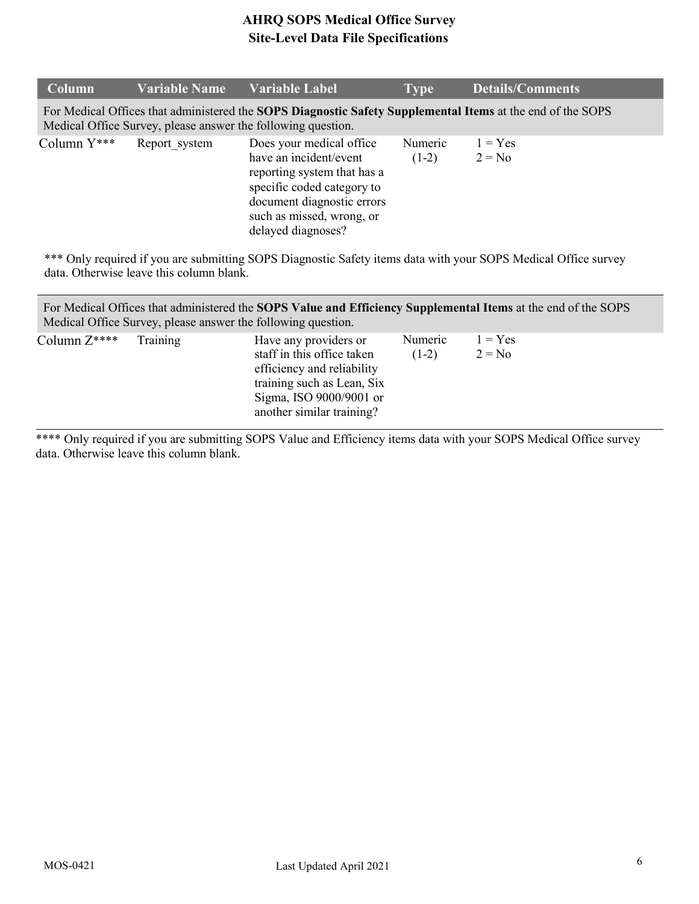# AHRQ SOPS Medical Office Survey
## Site-Level Data File Specifications

| Column | Variable Name | Variable Label | Type | Details/Comments |
| --- | --- | --- | --- | --- |
| For Medical Offices that administered the **SOPS Diagnostic Safety Supplemental Items** at the end of the SOPS Medical Office Survey, please answer the following question. | | | | |
| Column Y*** | Report_system | Does your medical office have an incident/event reporting system that has a specific coded category to document diagnostic errors such as missed, wrong, or delayed diagnoses? | Numeric (1-2) | 1 = Yes<br>2 = No |

*** Only required if you are submitting SOPS Diagnostic Safety items data with your SOPS Medical Office survey data. Otherwise leave this column blank.

| Column | Variable Name | Variable Label | Type | Details/Comments |
| --- | --- | --- | --- | --- |
| For Medical Offices that administered the **SOPS Value and Efficiency Supplemental Items** at the end of the SOPS Medical Office Survey, please answer the following question. | | | | |
| Column Z**** | Training | Have any providers or staff in this office taken efficiency and reliability training such as Lean, Six Sigma, ISO 9000/9001 or another similar training? | Numeric (1-2) | 1 = Yes<br>2 = No |

**** Only required if you are submitting SOPS Value and Efficiency items data with your SOPS Medical Office survey data. Otherwise leave this column blank.

MOS-0421 Last Updated April 2021